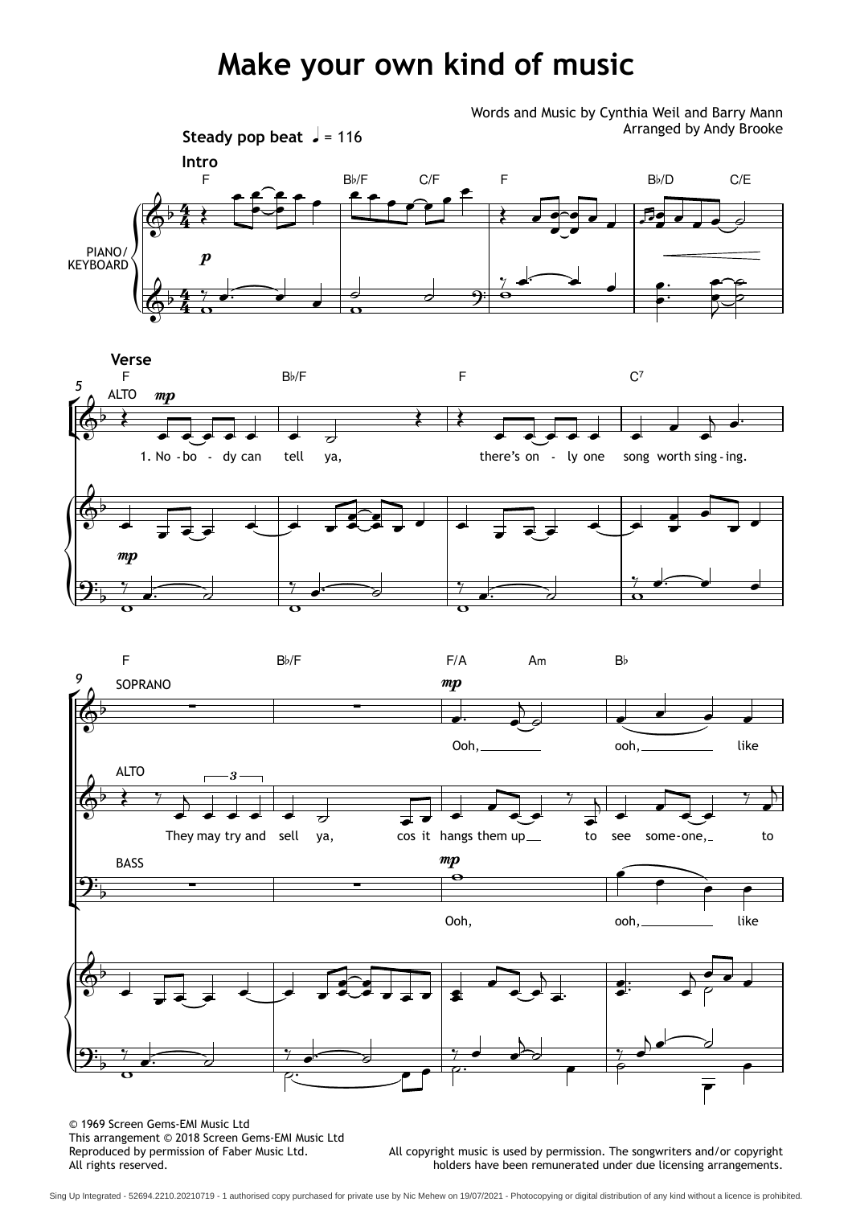# Make your own kind of music

Words and Music by Cynthia Weil and Barry Mann
Arranged by Andy Brooke

**Steady pop beat** ♩ = 116

**Intro**

F Bb/F C/F F Bb/D C/E

PIANO/KEYBOARD

*p*

**Verse**

5

F Bb/F F C7

ALTO *mp*

1. No - bo - dy can tell ya, there's on - ly one song worth sing - ing.

*mp*

9

F Bb/F F/A Am Bb

SOPRANO *mp*

Ooh, ooh, like

ALTO

They may try and sell ya, cos it hangs them up to see some - one, to

BASS *mp*

Ooh, ooh, like

© 1969 Screen Gems-EMI Music Ltd
This arrangement © 2018 Screen Gems-EMI Music Ltd
Reproduced by permission of Faber Music Ltd.
All rights reserved.

All copyright music is used by permission. The songwriters and/or copyright holders have been remunerated under due licensing arrangements.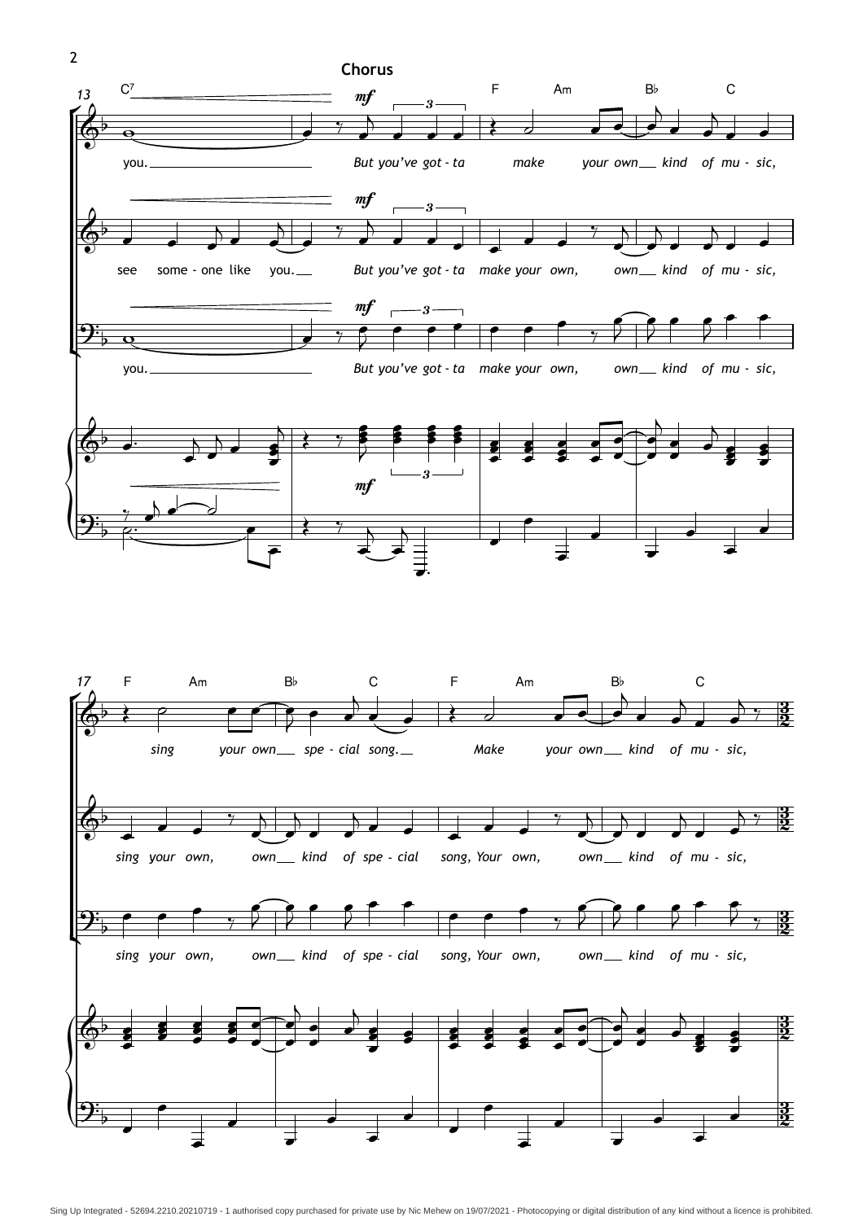**Chorus**

you. But you've got - ta make your own kind of mu - sic,

see some - one like you. But you've got - ta make your own, own kind of mu - sic,

you. But you've got - ta make your own, own kind of mu - sic,

sing your own spe - cial song. Make your own kind of mu - sic,

sing your own, own kind of spe - cial song, Your own, own kind of mu - sic,

sing your own, own kind of spe - cial song, Your own, own kind of mu - sic,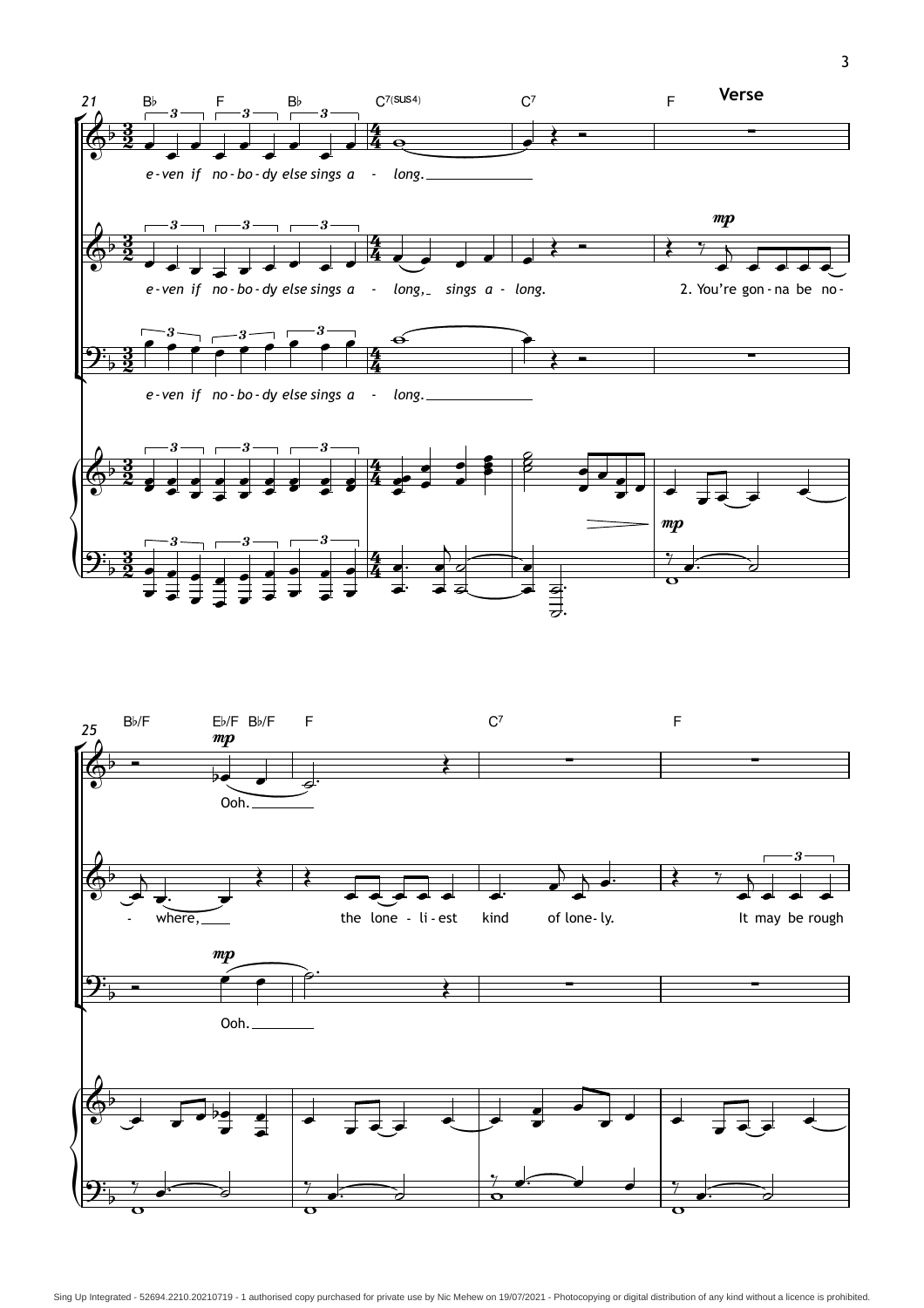**Verse**

e-ven if no-bo-dy else sings a - long.

e-ven if no-bo-dy else sings a - long, sings a - long.

2. You're gon-na be no - where, the lone - li-est kind of lone-ly. It may be rough

e-ven if no-bo-dy else sings a - long.

Ooh.

Ooh.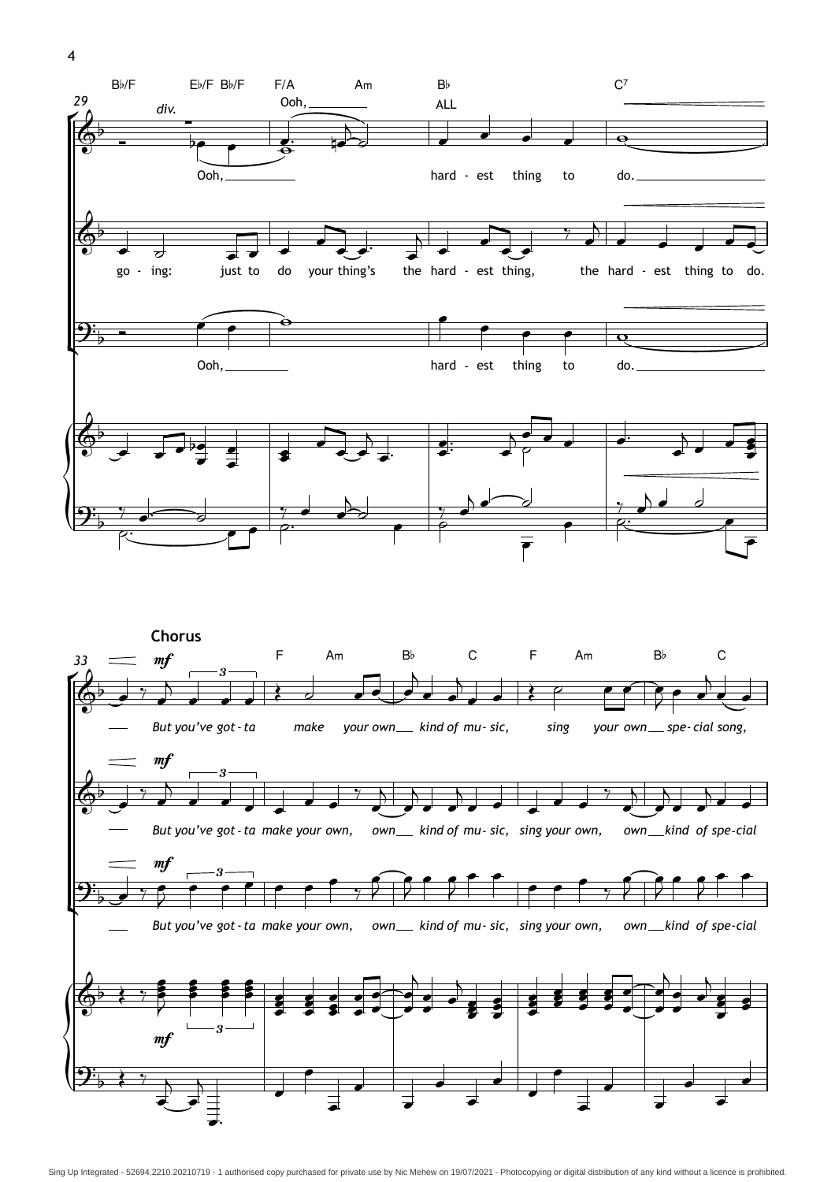29

B♭/F E♭/F B♭/F F/A Am B♭ C7

*div.*

Ooh, Ooh, ALL hard - est thing to do.

go - ing: just to do your thing's the hard - est thing, the hard - est thing to do.

Ooh, hard - est thing to do.

**Chorus**

33

*mf*

F Am B♭ C F Am B♭ C

*But you've got - ta make your own kind of mu - sic, sing your own spe - cial song,*

*But you've got - ta make your own, own kind of mu - sic, sing your own, own kind of spe - cial*

*But you've got - ta make your own, own kind of mu - sic, sing your own, own kind of spe - cial*

*mf*

Sing Up Integrated - 52694.2210.20210719 - 1 authorised copy purchased for private use by Nic Mehew on 19/07/2021 - Photocopying or digital distribution of any kind without a licence is prohibited.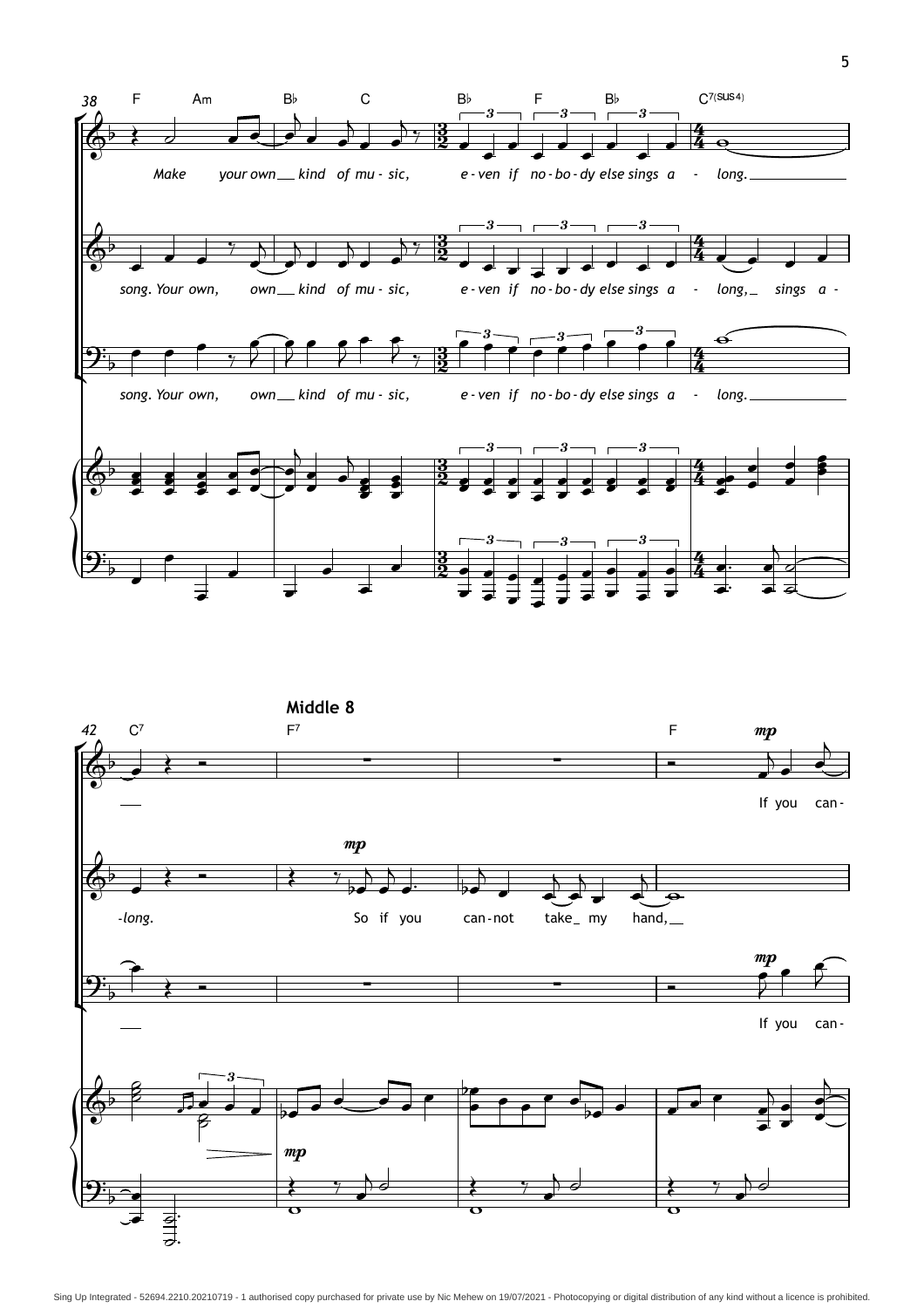Middle 8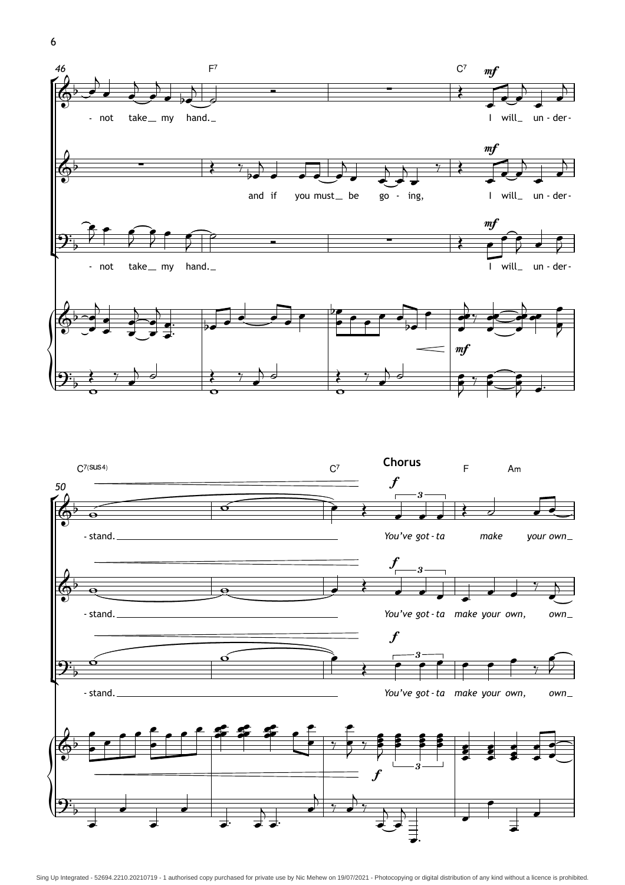**Chorus**

Measure 46: F[7] C[7]

- not take__ my hand.__ I will__ un - der-

and if you must__ be go - ing, I will__ un - der-

- not take__ my hand.__ I will__ un - der-

Measure 50: C[7(sus4)] C[7] F Am

- stand. *You've got - ta make your own__*

- stand. *You've got - ta make your own, own__*

- stand. *You've got - ta make your own, own__*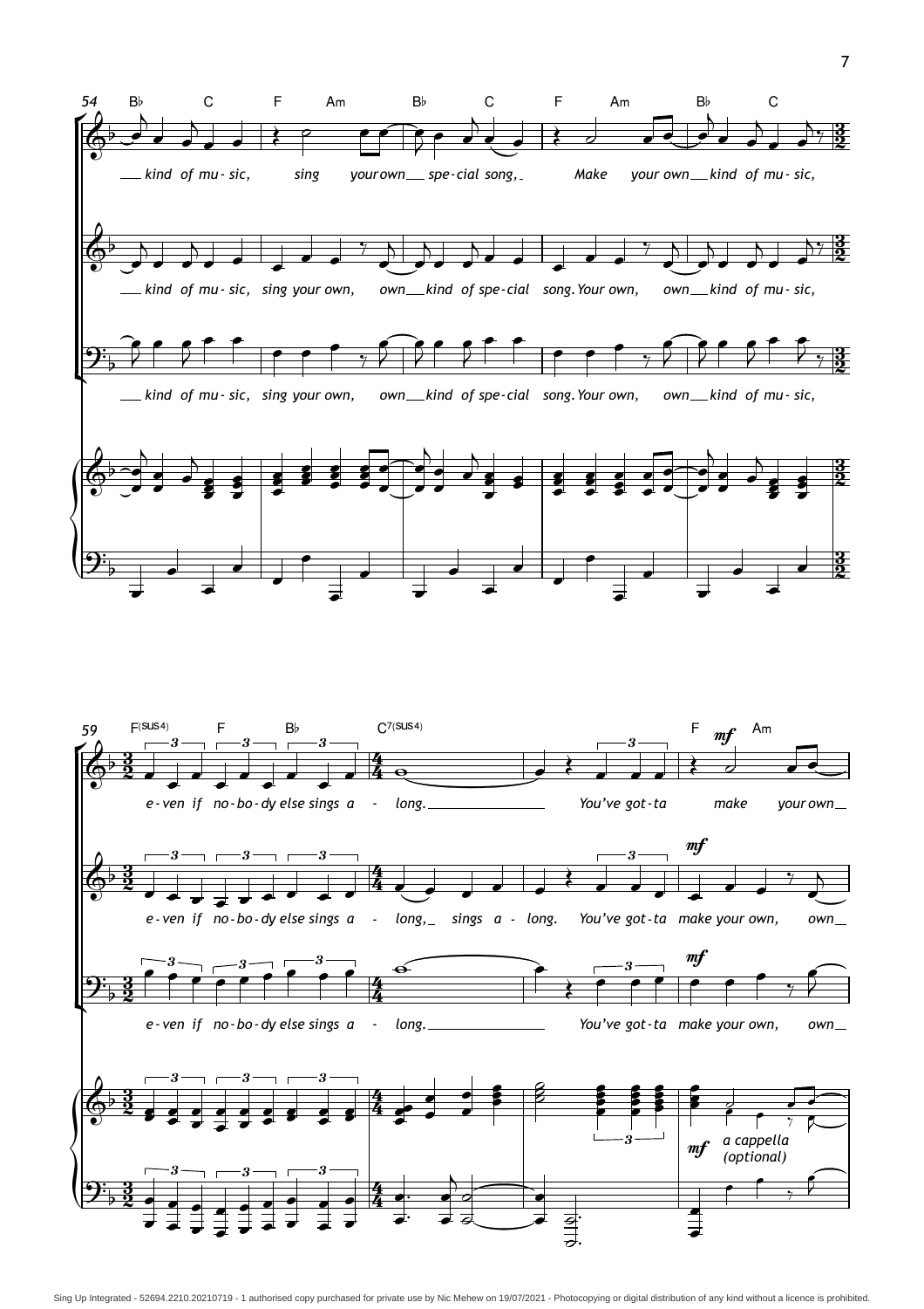54

B♭ C F Am B♭ C F Am B♭ C

*kind of mu - sic, sing your own spe - cial song, Make your own kind of mu - sic,*

*kind of mu - sic, sing your own, own kind of spe - cial song. Your own, own kind of mu - sic,*

*kind of mu - sic, sing your own, own kind of spe - cial song. Your own, own kind of mu - sic,*

59

F(SUS4) F B♭ C7(SUS4) F Am

*e - ven if no - bo - dy else sings a - long. You've got - ta make your own*

*e - ven if no - bo - dy else sings a - long, sings a - long. You've got - ta make your own, own*

*e - ven if no - bo - dy else sings a - long. You've got - ta make your own, own*

*mf*

*a cappella (optional)*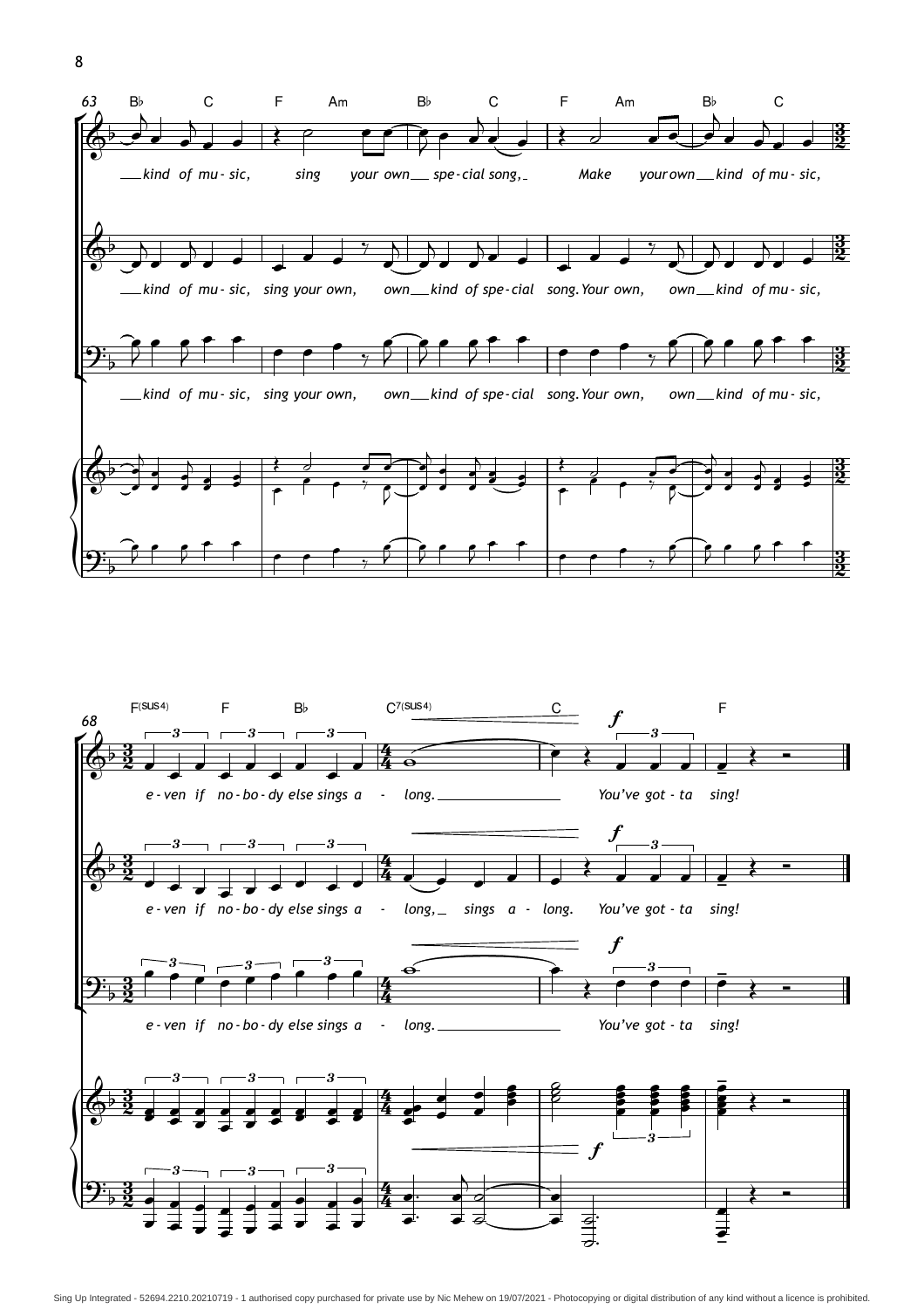63 B♭ C F Am B♭ C F Am B♭ C

*kind of mu - sic, sing your own spe - cial song, Make your own kind of mu - sic,*

*kind of mu - sic, sing your own, own kind of spe - cial song. Your own, own kind of mu - sic,*

*kind of mu - sic, sing your own, own kind of spe - cial song. Your own, own kind of mu - sic,*

68 F(SUS4) F B♭ C7(SUS4) C F

*e - ven if no - bo - dy else sings a - long. You've got - ta sing!*

*e - ven if no - bo - dy else sings a - long, sings a - long. You've got - ta sing!*

*e - ven if no - bo - dy else sings a - long. You've got - ta sing!*

Sing Up Integrated - 52694.2210.20210719 - 1 authorised copy purchased for private use by Nic Mehew on 19/07/2021 - Photocopying or digital distribution of any kind without a licence is prohibited.